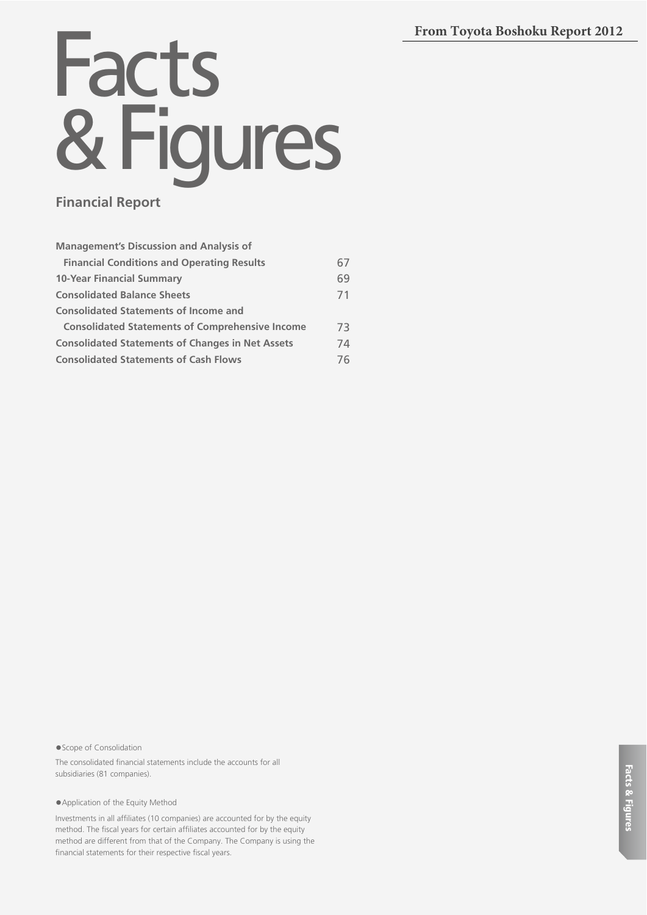From Toyota Boshoku Report 2012

# Facts & Figures

## Financial Report

| | |
|---|---|
| **Management's Discussion and Analysis of Financial Conditions and Operating Results** | 67 |
| **10-Year Financial Summary** | 69 |
| **Consolidated Balance Sheets** | 71 |
| **Consolidated Statements of Income and Consolidated Statements of Comprehensive Income** | 73 |
| **Consolidated Statements of Changes in Net Assets** | 74 |
| **Consolidated Statements of Cash Flows** | 76 |

●Scope of Consolidation

The consolidated financial statements include the accounts for all subsidiaries (81 companies).

●Application of the Equity Method

Investments in all affiliates (10 companies) are accounted for by the equity method. The fiscal years for certain affiliates accounted for by the equity method are different from that of the Company. The Company is using the financial statements for their respective fiscal years.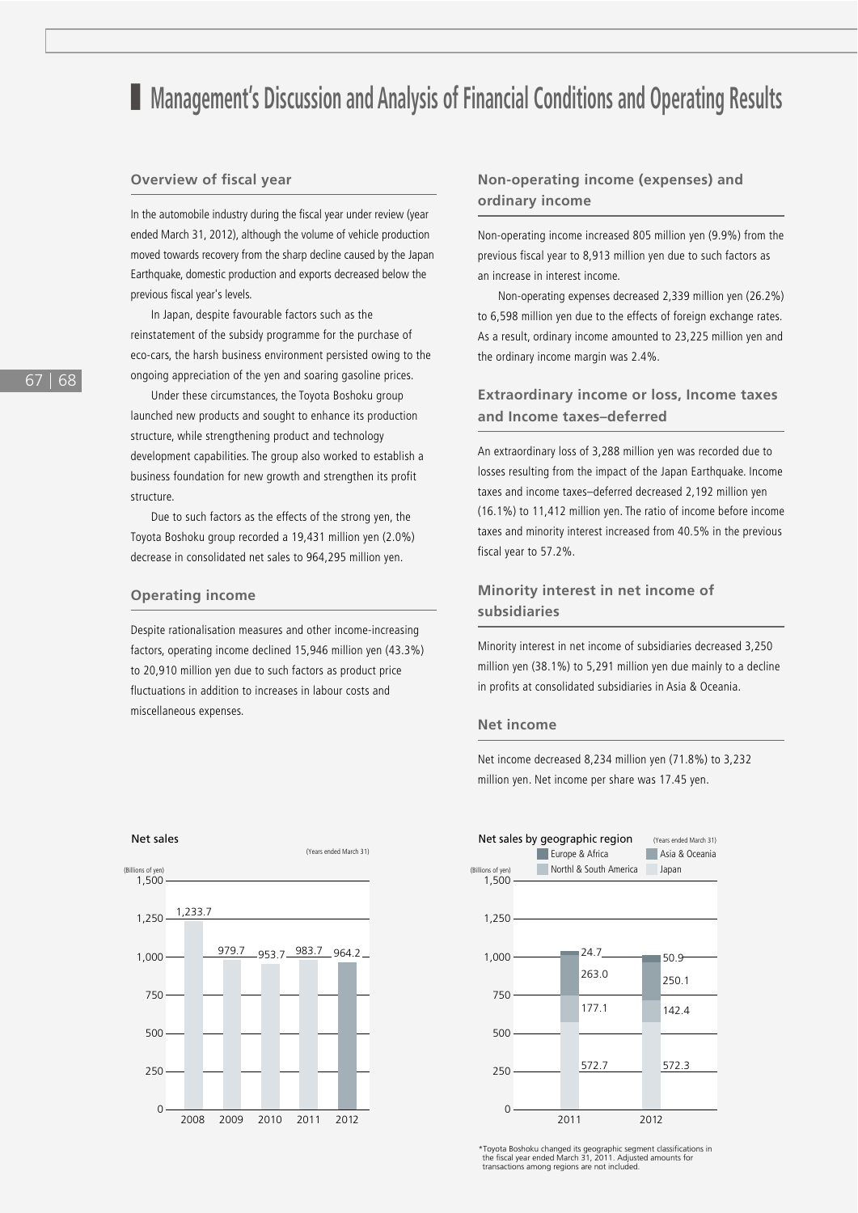# Management's Discussion and Analysis of Financial Conditions and Operating Results

## Overview of fiscal year

In the automobile industry during the fiscal year under review (year ended March 31, 2012), although the volume of vehicle production moved towards recovery from the sharp decline caused by the Japan Earthquake, domestic production and exports decreased below the previous fiscal year's levels.

In Japan, despite favourable factors such as the reinstatement of the subsidy programme for the purchase of eco-cars, the harsh business environment persisted owing to the ongoing appreciation of the yen and soaring gasoline prices.

Under these circumstances, the Toyota Boshoku group launched new products and sought to enhance its production structure, while strengthening product and technology development capabilities. The group also worked to establish a business foundation for new growth and strengthen its profit structure.

Due to such factors as the effects of the strong yen, the Toyota Boshoku group recorded a 19,431 million yen (2.0%) decrease in consolidated net sales to 964,295 million yen.

## Operating income

Despite rationalisation measures and other income-increasing factors, operating income declined 15,946 million yen (43.3%) to 20,910 million yen due to such factors as product price fluctuations in addition to increases in labour costs and miscellaneous expenses.

## Non-operating income (expenses) and ordinary income

Non-operating income increased 805 million yen (9.9%) from the previous fiscal year to 8,913 million yen due to such factors as an increase in interest income.

Non-operating expenses decreased 2,339 million yen (26.2%) to 6,598 million yen due to the effects of foreign exchange rates. As a result, ordinary income amounted to 23,225 million yen and the ordinary income margin was 2.4%.

## Extraordinary income or loss, Income taxes and Income taxes–deferred

An extraordinary loss of 3,288 million yen was recorded due to losses resulting from the impact of the Japan Earthquake. Income taxes and income taxes–deferred decreased 2,192 million yen (16.1%) to 11,412 million yen. The ratio of income before income taxes and minority interest increased from 40.5% in the previous fiscal year to 57.2%.

## Minority interest in net income of subsidiaries

Minority interest in net income of subsidiaries decreased 3,250 million yen (38.1%) to 5,291 million yen due mainly to a decline in profits at consolidated subsidiaries in Asia & Oceania.

## Net income

Net income decreased 8,234 million yen (71.8%) to 3,232 million yen. Net income per share was 17.45 yen.

**Net sales** (Years ended March 31) (Billions of yen)

| 2008 | 2009 | 2010 | 2011 | 2012 |
|---|---|---|---|---|
| 1,233.7 | 979.7 | 953.7 | 983.7 | 964.2 |

**Net sales by geographic region** (Years ended March 31) (Billions of yen)

| Region | 2011 | 2012 |
|---|---|---|
| Europe & Africa | 24.7 | 50.9 |
| Asia & Oceania | 263.0 | 250.1 |
| Northl & South America | 177.1 | 142.4 |
| Japan | 572.7 | 572.3 |

*Toyota Boshoku changed its geographic segment classifications in the fiscal year ended March 31, 2011. Adjusted amounts for transactions among regions are not included.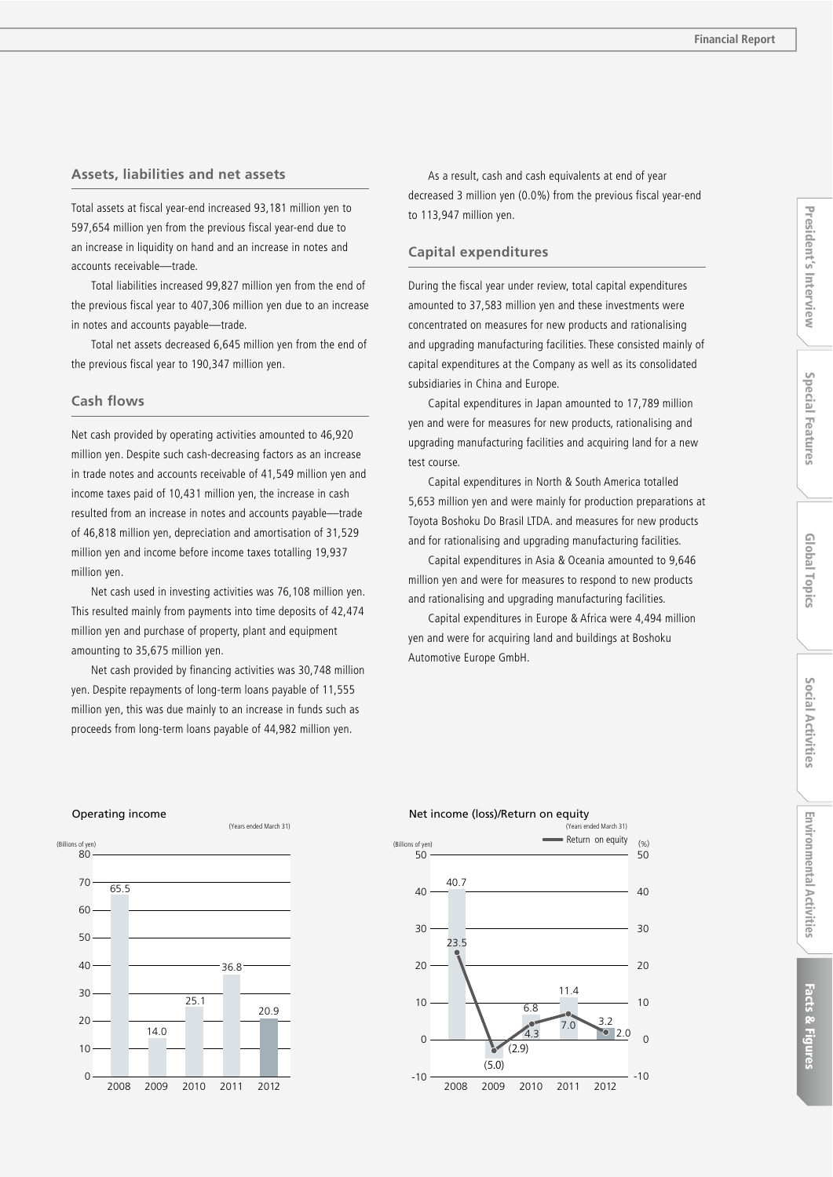## Assets, liabilities and net assets

Total assets at fiscal year-end increased 93,181 million yen to 597,654 million yen from the previous fiscal year-end due to an increase in liquidity on hand and an increase in notes and accounts receivable—trade.

Total liabilities increased 99,827 million yen from the end of the previous fiscal year to 407,306 million yen due to an increase in notes and accounts payable—trade.

Total net assets decreased 6,645 million yen from the end of the previous fiscal year to 190,347 million yen.

## Cash flows

Net cash provided by operating activities amounted to 46,920 million yen. Despite such cash-decreasing factors as an increase in trade notes and accounts receivable of 41,549 million yen and income taxes paid of 10,431 million yen, the increase in cash resulted from an increase in notes and accounts payable—trade of 46,818 million yen, depreciation and amortisation of 31,529 million yen and income before income taxes totalling 19,937 million yen.

Net cash used in investing activities was 76,108 million yen. This resulted mainly from payments into time deposits of 42,474 million yen and purchase of property, plant and equipment amounting to 35,675 million yen.

Net cash provided by financing activities was 30,748 million yen. Despite repayments of long-term loans payable of 11,555 million yen, this was due mainly to an increase in funds such as proceeds from long-term loans payable of 44,982 million yen.

As a result, cash and cash equivalents at end of year decreased 3 million yen (0.0%) from the previous fiscal year-end to 113,947 million yen.

## Capital expenditures

During the fiscal year under review, total capital expenditures amounted to 37,583 million yen and these investments were concentrated on measures for new products and rationalising and upgrading manufacturing facilities. These consisted mainly of capital expenditures at the Company as well as its consolidated subsidiaries in China and Europe.

Capital expenditures in Japan amounted to 17,789 million yen and were for measures for new products, rationalising and upgrading manufacturing facilities and acquiring land for a new test course.

Capital expenditures in North & South America totalled 5,653 million yen and were mainly for production preparations at Toyota Boshoku Do Brasil LTDA. and measures for new products and for rationalising and upgrading manufacturing facilities.

Capital expenditures in Asia & Oceania amounted to 9,646 million yen and were for measures to respond to new products and rationalising and upgrading manufacturing facilities.

Capital expenditures in Europe & Africa were 4,494 million yen and were for acquiring land and buildings at Boshoku Automotive Europe GmbH.

**Operating income**

(Billions of yen) (Years ended March 31)

| Year | 2008 | 2009 | 2010 | 2011 | 2012 |
|---|---|---|---|---|---|
| Operating income | 65.5 | 14.0 | 25.1 | 36.8 | 20.9 |

**Net income (loss)/Return on equity**

(Billions of yen) (%) (Years ended March 31)

| Year | 2008 | 2009 | 2010 | 2011 | 2012 |
|---|---|---|---|---|---|
| Net income (loss) | 40.7 | (5.0) | 6.8 | 11.4 | 3.2 |
| Return on equity | 23.5 | (2.9) | 4.3 | 7.0 | 2.0 |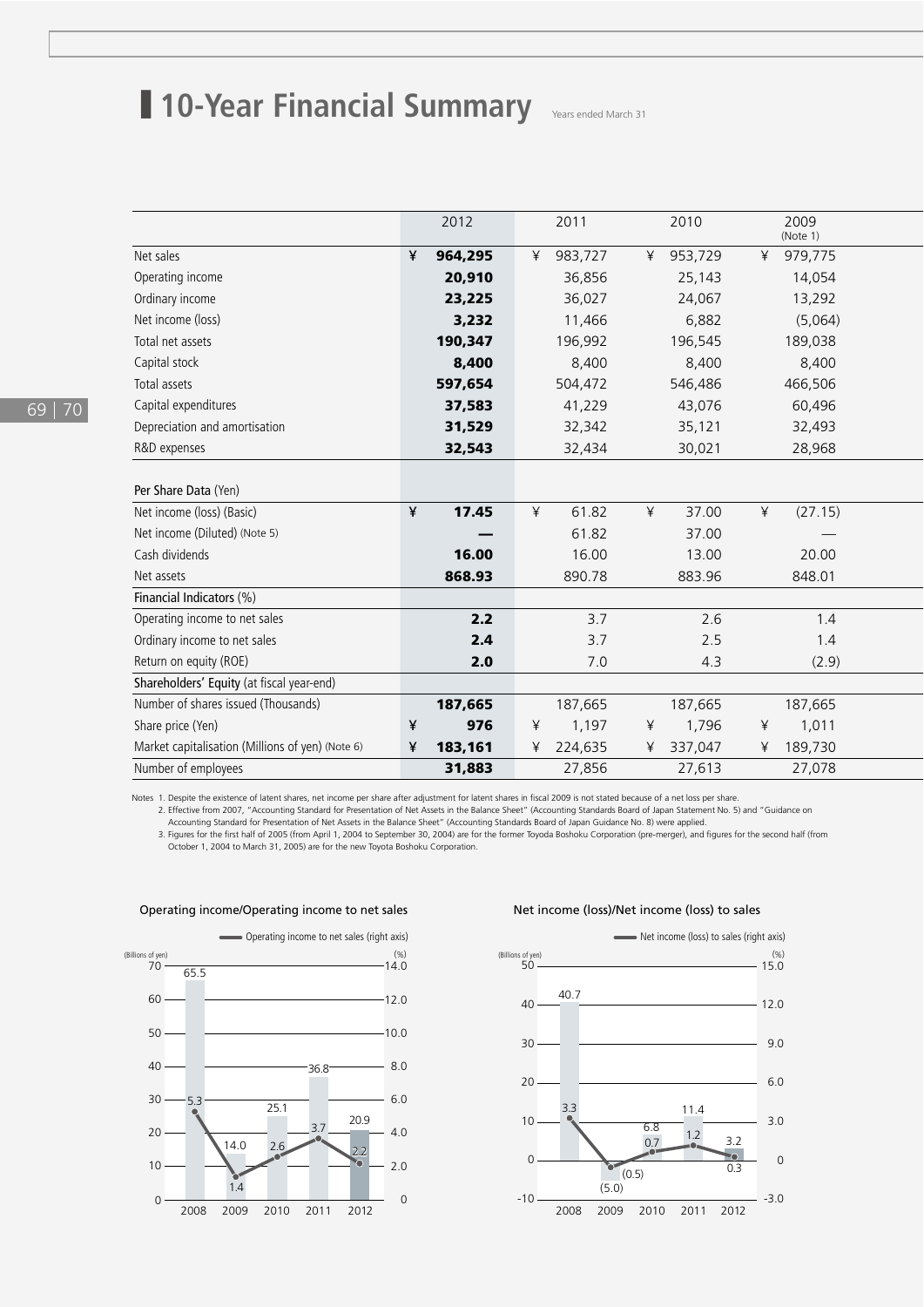# 10-Year Financial Summary

Years ended March 31

| | 2012 | 2011 | 2010 | 2009 (Note 1) |
|---|---|---|---|---|
| Net sales | ¥ **964,295** | ¥ 983,727 | ¥ 953,729 | ¥ 979,775 |
| Operating income | **20,910** | 36,856 | 25,143 | 14,054 |
| Ordinary income | **23,225** | 36,027 | 24,067 | 13,292 |
| Net income (loss) | **3,232** | 11,466 | 6,882 | (5,064) |
| Total net assets | **190,347** | 196,992 | 196,545 | 189,038 |
| Capital stock | **8,400** | 8,400 | 8,400 | 8,400 |
| Total assets | **597,654** | 504,472 | 546,486 | 466,506 |
| Capital expenditures | **37,583** | 41,229 | 43,076 | 60,496 |
| Depreciation and amortisation | **31,529** | 32,342 | 35,121 | 32,493 |
| R&D expenses | **32,543** | 32,434 | 30,021 | 28,968 |
| **Per Share Data** (Yen) | | | | |
| Net income (loss) (Basic) | ¥ **17.45** | ¥ 61.82 | ¥ 37.00 | ¥ (27.15) |
| Net income (Diluted) (Note 5) | **—** | 61.82 | 37.00 | — |
| Cash dividends | **16.00** | 16.00 | 13.00 | 20.00 |
| Net assets | **868.93** | 890.78 | 883.96 | 848.01 |
| **Financial Indicators** (%) | | | | |
| Operating income to net sales | **2.2** | 3.7 | 2.6 | 1.4 |
| Ordinary income to net sales | **2.4** | 3.7 | 2.5 | 1.4 |
| Return on equity (ROE) | **2.0** | 7.0 | 4.3 | (2.9) |
| **Shareholders' Equity** (at fiscal year-end) | | | | |
| Number of shares issued (Thousands) | **187,665** | 187,665 | 187,665 | 187,665 |
| Share price (Yen) | ¥ **976** | ¥ 1,197 | ¥ 1,796 | ¥ 1,011 |
| Market capitalisation (Millions of yen) (Note 6) | ¥ **183,161** | ¥ 224,635 | ¥ 337,047 | ¥ 189,730 |
| Number of employees | **31,883** | 27,856 | 27,613 | 27,078 |

Notes 1. Despite the existence of latent shares, net income per share after adjustment for latent shares in fiscal 2009 is not stated because of a net loss per share.
2. Effective from 2007, "Accounting Standard for Presentation of Net Assets in the Balance Sheet" (Accounting Standards Board of Japan Statement No. 5) and "Guidance on Accounting Standard for Presentation of Net Assets in the Balance Sheet" (Accounting Standards Board of Japan Guidance No. 8) were applied.
3. Figures for the first half of 2005 (from April 1, 2004 to September 30, 2004) are for the former Toyoda Boshoku Corporation (pre-merger), and figures for the second half (from October 1, 2004 to March 31, 2005) are for the new Toyota Boshoku Corporation.

**Operating income/Operating income to net sales**

| | 2008 | 2009 | 2010 | 2011 | 2012 |
|---|---|---|---|---|---|
| Operating income (Billions of yen) | 65.5 | 14.0 | 25.1 | 36.8 | 20.9 |
| Operating income to net sales (%) (right axis) | 5.3 | 1.4 | 2.6 | 3.7 | 2.2 |

**Net income (loss)/Net income (loss) to sales**

| | 2008 | 2009 | 2010 | 2011 | 2012 |
|---|---|---|---|---|---|
| Net income (loss) (Billions of yen) | 40.7 | (5.0) | 6.8 | 11.4 | 3.2 |
| Net income (loss) to sales (%) (right axis) | 3.3 | (0.5) | 0.7 | 1.2 | 0.3 |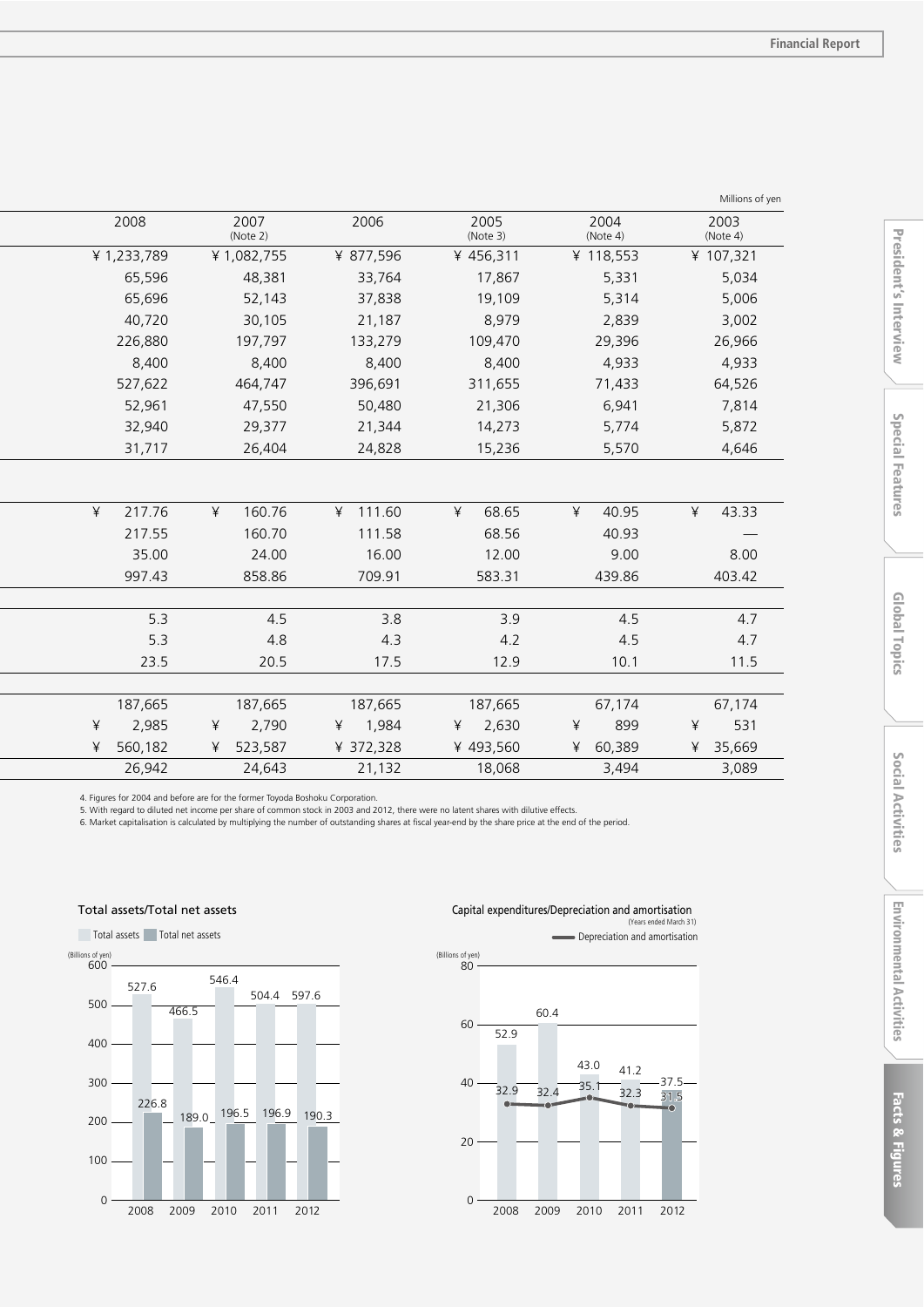Millions of yen

| 2008 | 2007 (Note 2) | 2006 | 2005 (Note 3) | 2004 (Note 4) | 2003 (Note 4) |
|---|---|---|---|---|---|
| ¥ 1,233,789 | ¥ 1,082,755 | ¥ 877,596 | ¥ 456,311 | ¥ 118,553 | ¥ 107,321 |
| 65,596 | 48,381 | 33,764 | 17,867 | 5,331 | 5,034 |
| 65,696 | 52,143 | 37,838 | 19,109 | 5,314 | 5,006 |
| 40,720 | 30,105 | 21,187 | 8,979 | 2,839 | 3,002 |
| 226,880 | 197,797 | 133,279 | 109,470 | 29,396 | 26,966 |
| 8,400 | 8,400 | 8,400 | 8,400 | 4,933 | 4,933 |
| 527,622 | 464,747 | 396,691 | 311,655 | 71,433 | 64,526 |
| 52,961 | 47,550 | 50,480 | 21,306 | 6,941 | 7,814 |
| 32,940 | 29,377 | 21,344 | 14,273 | 5,774 | 5,872 |
| 31,717 | 26,404 | 24,828 | 15,236 | 5,570 | 4,646 |
| | | | | | |
| ¥ 217.76 | ¥ 160.76 | ¥ 111.60 | ¥ 68.65 | ¥ 40.95 | ¥ 43.33 |
| 217.55 | 160.70 | 111.58 | 68.56 | 40.93 | — |
| 35.00 | 24.00 | 16.00 | 12.00 | 9.00 | 8.00 |
| 997.43 | 858.86 | 709.91 | 583.31 | 439.86 | 403.42 |
| | | | | | |
| 5.3 | 4.5 | 3.8 | 3.9 | 4.5 | 4.7 |
| 5.3 | 4.8 | 4.3 | 4.2 | 4.5 | 4.7 |
| 23.5 | 20.5 | 17.5 | 12.9 | 10.1 | 11.5 |
| | | | | | |
| 187,665 | 187,665 | 187,665 | 187,665 | 67,174 | 67,174 |
| ¥ 2,985 | ¥ 2,790 | ¥ 1,984 | ¥ 2,630 | ¥ 899 | ¥ 531 |
| ¥ 560,182 | ¥ 523,587 | ¥ 372,328 | ¥ 493,560 | ¥ 60,389 | ¥ 35,669 |
| 26,942 | 24,643 | 21,132 | 18,068 | 3,494 | 3,089 |

4. Figures for 2004 and before are for the former Toyoda Boshoku Corporation.
5. With regard to diluted net income per share of common stock in 2003 and 2012, there were no latent shares with dilutive effects.
6. Market capitalisation is calculated by multiplying the number of outstanding shares at fiscal year-end by the share price at the end of the period.

**Total assets/Total net assets**

Total assets | Total net assets

(Billions of yen)

0, 100, 200, 300, 400, 500, 600

527.6, 226.8, 466.5, 189.0, 546.4, 196.5, 504.4, 196.9, 597.6, 190.3

2008, 2009, 2010, 2011, 2012

**Capital expenditures/Depreciation and amortisation**

(Years ended March 31)

Depreciation and amortisation

(Billions of yen)

0, 20, 40, 60, 80

52.9, 32.9, 60.4, 32.4, 43.0, 35.1, 41.2, 32.3, 37.5, 31.5

2008, 2009, 2010, 2011, 2012